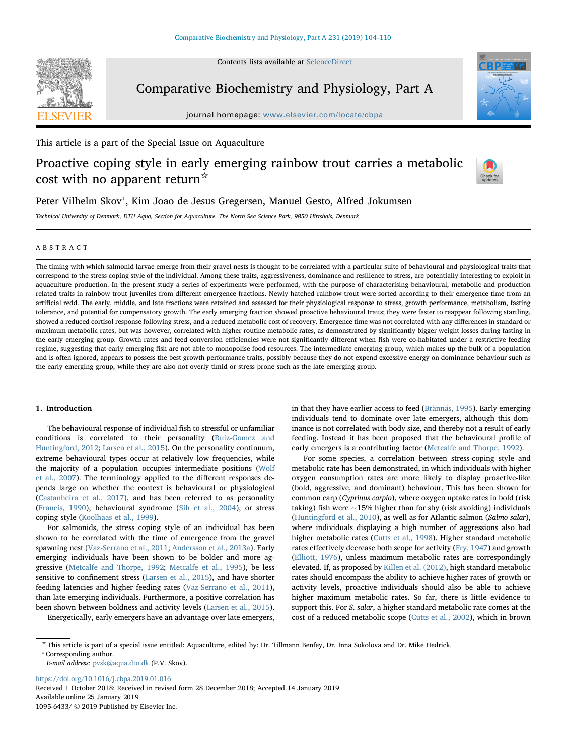This article is a part of the Special Issue on Aquaculture

# Proactive coping style in early emerging rainbow trout carries a metabolic cost with no apparent return☆

Peter Vilhelm Skov*, Kim Joao de Jesus Gregersen, Manuel Gesto, Alfred Jokumsen

*Technical University of Denmark, DTU Aqua, Section for Aquaculture, The North Sea Science Park, 9850 Hirtshals, Denmark*

## ABSTRACT

The timing with which salmonid larvae emerge from their gravel nests is thought to be correlated with a particular suite of behavioural and physiological traits that correspond to the stress coping style of the individual. Among these traits, aggressiveness, dominance and resilience to stress, are potentially interesting to exploit in aquaculture production. In the present study a series of experiments were performed, with the purpose of characterising behavioural, metabolic and production related traits in rainbow trout juveniles from different emergence fractions. Newly hatched rainbow trout were sorted according to their emergence time from an artificial redd. The early, middle, and late fractions were retained and assessed for their physiological response to stress, growth performance, metabolism, fasting tolerance, and potential for compensatory growth. The early emerging fraction showed proactive behavioural traits; they were faster to reappear following startling, showed a reduced cortisol response following stress, and a reduced metabolic cost of recovery. Emergence time was not correlated with any differences in standard or maximum metabolic rates, but was however, correlated with higher routine metabolic rates, as demonstrated by significantly bigger weight losses during fasting in the early emerging group. Growth rates and feed conversion efficiencies were not significantly different when fish were co-habitated under a restrictive feeding regime, suggesting that early emerging fish are not able to monopolise food resources. The intermediate emerging group, which makes up the bulk of a population and is often ignored, appears to possess the best growth performance traits, possibly because they do not expend excessive energy on dominance behaviour such as the early emerging group, while they are also not overly timid or stress prone such as the late emerging group.

## 1. Introduction

The behavioural response of individual fish to stressful or unfamiliar conditions is correlated to their personality (Ruiz-Gomez and Huntingford, 2012; Larsen et al., 2015). On the personality continuum, extreme behavioural types occur at relatively low frequencies, while the majority of a population occupies intermediate positions (Wolf et al., 2007). The terminology applied to the different responses depends large on whether the context is behavioural or physiological (Castanheira et al., 2017), and has been referred to as personality (Francis, 1990), behavioural syndrome (Sih et al., 2004), or stress coping style (Koolhaas et al., 1999).

For salmonids, the stress coping style of an individual has been shown to be correlated with the time of emergence from the gravel spawning nest (Vaz-Serrano et al., 2011; Andersson et al., 2013a). Early emerging individuals have been shown to be bolder and more aggressive (Metcalfe and Thorpe, 1992; Metcalfe et al., 1995), be less sensitive to confinement stress (Larsen et al., 2015), and have shorter feeding latencies and higher feeding rates (Vaz-Serrano et al., 2011), than late emerging individuals. Furthermore, a positive correlation has been shown between boldness and activity levels (Larsen et al., 2015).

Energetically, early emergers have an advantage over late emergers, in that they have earlier access to feed (Brännäs, 1995). Early emerging individuals tend to dominate over late emergers, although this dominance is not correlated with body size, and thereby not a result of early feeding. Instead it has been proposed that the behavioural profile of early emergers is a contributing factor (Metcalfe and Thorpe, 1992).

For some species, a correlation between stress-coping style and metabolic rate has been demonstrated, in which individuals with higher oxygen consumption rates are more likely to display proactive-like (bold, aggressive, and dominant) behaviour. This has been shown for common carp (*Cyprinus carpio*), where oxygen uptake rates in bold (risk taking) fish were ~15% higher than for shy (risk avoiding) individuals (Huntingford et al., 2010), as well as for Atlantic salmon (*Salmo salar*), where individuals displaying a high number of aggressions also had higher metabolic rates (Cutts et al., 1998). Higher standard metabolic rates effectively decrease both scope for activity (Fry, 1947) and growth (Elliott, 1976), unless maximum metabolic rates are correspondingly elevated. If, as proposed by Killen et al. (2012), high standard metabolic rates should encompass the ability to achieve higher rates of growth or activity levels, proactive individuals should also be able to achieve higher maximum metabolic rates. So far, there is little evidence to support this. For *S. salar*, a higher standard metabolic rate comes at the cost of a reduced metabolic scope (Cutts et al., 2002), which in brown

☆ This article is part of a special issue entitled: Aquaculture, edited by: Dr. Tillmann Benfey, Dr. Inna Sokolova and Dr. Mike Hedrick.

* Corresponding author.

*E-mail address:* pvsk@aqua.dtu.dk (P.V. Skov).

https://doi.org/10.1016/j.cbpa.2019.01.016

Received 1 October 2018; Received in revised form 28 December 2018; Accepted 14 January 2019

Available online 25 January 2019

1095-6433/ © 2019 Published by Elsevier Inc.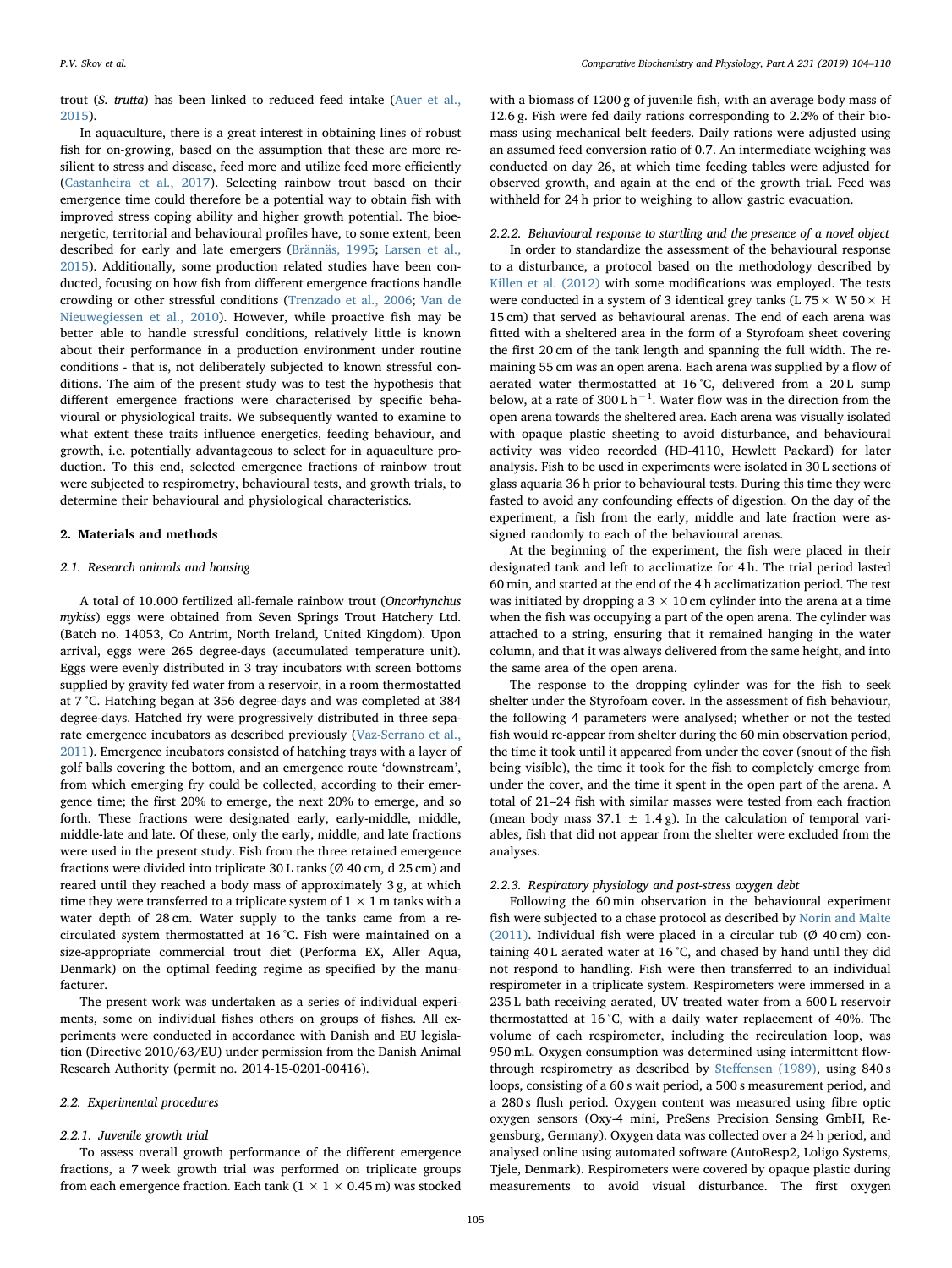trout (*S. trutta*) has been linked to reduced feed intake (Auer et al., 2015).

In aquaculture, there is a great interest in obtaining lines of robust fish for on-growing, based on the assumption that these are more resilient to stress and disease, feed more and utilize feed more efficiently (Castanheira et al., 2017). Selecting rainbow trout based on their emergence time could therefore be a potential way to obtain fish with improved stress coping ability and higher growth potential. The bioenergetic, territorial and behavioural profiles have, to some extent, been described for early and late emergers (Brännäs, 1995; Larsen et al., 2015). Additionally, some production related studies have been conducted, focusing on how fish from different emergence fractions handle crowding or other stressful conditions (Trenzado et al., 2006; Van de Nieuwegiessen et al., 2010). However, while proactive fish may be better able to handle stressful conditions, relatively little is known about their performance in a production environment under routine conditions - that is, not deliberately subjected to known stressful conditions. The aim of the present study was to test the hypothesis that different emergence fractions were characterised by specific behavioural or physiological traits. We subsequently wanted to examine to what extent these traits influence energetics, feeding behaviour, and growth, i.e. potentially advantageous to select for in aquaculture production. To this end, selected emergence fractions of rainbow trout were subjected to respirometry, behavioural tests, and growth trials, to determine their behavioural and physiological characteristics.

## 2. Materials and methods

### 2.1. Research animals and housing

A total of 10.000 fertilized all-female rainbow trout (*Oncorhynchus mykiss*) eggs were obtained from Seven Springs Trout Hatchery Ltd. (Batch no. 14053, Co Antrim, North Ireland, United Kingdom). Upon arrival, eggs were 265 degree-days (accumulated temperature unit). Eggs were evenly distributed in 3 tray incubators with screen bottoms supplied by gravity fed water from a reservoir, in a room thermostatted at 7 °C. Hatching began at 356 degree-days and was completed at 384 degree-days. Hatched fry were progressively distributed in three separate emergence incubators as described previously (Vaz-Serrano et al., 2011). Emergence incubators consisted of hatching trays with a layer of golf balls covering the bottom, and an emergence route 'downstream', from which emerging fry could be collected, according to their emergence time; the first 20% to emerge, the next 20% to emerge, and so forth. These fractions were designated early, early-middle, middle, middle-late and late. Of these, only the early, middle, and late fractions were used in the present study. Fish from the three retained emergence fractions were divided into triplicate 30 L tanks (Ø 40 cm, d 25 cm) and reared until they reached a body mass of approximately 3 g, at which time they were transferred to a triplicate system of 1 × 1 m tanks with a water depth of 28 cm. Water supply to the tanks came from a recirculated system thermostatted at 16 °C. Fish were maintained on a size-appropriate commercial trout diet (Performa EX, Aller Aqua, Denmark) on the optimal feeding regime as specified by the manufacturer.

The present work was undertaken as a series of individual experiments, some on individual fishes others on groups of fishes. All experiments were conducted in accordance with Danish and EU legislation (Directive 2010/63/EU) under permission from the Danish Animal Research Authority (permit no. 2014-15-0201-00416).

### 2.2. Experimental procedures

#### 2.2.1. Juvenile growth trial

To assess overall growth performance of the different emergence fractions, a 7 week growth trial was performed on triplicate groups from each emergence fraction. Each tank (1 × 1 × 0.45 m) was stocked with a biomass of 1200 g of juvenile fish, with an average body mass of 12.6 g. Fish were fed daily rations corresponding to 2.2% of their biomass using mechanical belt feeders. Daily rations were adjusted using an assumed feed conversion ratio of 0.7. An intermediate weighing was conducted on day 26, at which time feeding tables were adjusted for observed growth, and again at the end of the growth trial. Feed was withheld for 24 h prior to weighing to allow gastric evacuation.

#### 2.2.2. Behavioural response to startling and the presence of a novel object

In order to standardize the assessment of the behavioural response to a disturbance, a protocol based on the methodology described by Killen et al. (2012) with some modifications was employed. The tests were conducted in a system of 3 identical grey tanks (L 75× W 50× H 15 cm) that served as behavioural arenas. The end of each arena was fitted with a sheltered area in the form of a Styrofoam sheet covering the first 20 cm of the tank length and spanning the full width. The remaining 55 cm was an open arena. Each arena was supplied by a flow of aerated water thermostatted at 16 °C, delivered from a 20 L sump below, at a rate of 300 L h$^{-1}$. Water flow was in the direction from the open arena towards the sheltered area. Each arena was visually isolated with opaque plastic sheeting to avoid disturbance, and behavioural activity was video recorded (HD-4110, Hewlett Packard) for later analysis. Fish to be used in experiments were isolated in 30 L sections of glass aquaria 36 h prior to behavioural tests. During this time they were fasted to avoid any confounding effects of digestion. On the day of the experiment, a fish from the early, middle and late fraction were assigned randomly to each of the behavioural arenas.

At the beginning of the experiment, the fish were placed in their designated tank and left to acclimatize for 4 h. The trial period lasted 60 min, and started at the end of the 4 h acclimatization period. The test was initiated by dropping a 3 × 10 cm cylinder into the arena at a time when the fish was occupying a part of the open arena. The cylinder was attached to a string, ensuring that it remained hanging in the water column, and that it was always delivered from the same height, and into the same area of the open arena.

The response to the dropping cylinder was for the fish to seek shelter under the Styrofoam cover. In the assessment of fish behaviour, the following 4 parameters were analysed; whether or not the tested fish would re-appear from shelter during the 60 min observation period, the time it took until it appeared from under the cover (snout of the fish being visible), the time it took for the fish to completely emerge from under the cover, and the time it spent in the open part of the arena. A total of 21–24 fish with similar masses were tested from each fraction (mean body mass 37.1 ± 1.4 g). In the calculation of temporal variables, fish that did not appear from the shelter were excluded from the analyses.

#### 2.2.3. Respiratory physiology and post-stress oxygen debt

Following the 60 min observation in the behavioural experiment fish were subjected to a chase protocol as described by Norin and Malte (2011). Individual fish were placed in a circular tub (Ø 40 cm) containing 40 L aerated water at 16 °C, and chased by hand until they did not respond to handling. Fish were then transferred to an individual respirometer in a triplicate system. Respirometers were immersed in a 235 L bath receiving aerated, UV treated water from a 600 L reservoir thermostatted at 16 °C, with a daily water replacement of 40%. The volume of each respirometer, including the recirculation loop, was 950 mL. Oxygen consumption was determined using intermittent flow-through respirometry as described by Steffensen (1989), using 840 s loops, consisting of a 60 s wait period, a 500 s measurement period, and a 280 s flush period. Oxygen content was measured using fibre optic oxygen sensors (Oxy-4 mini, PreSens Precision Sensing GmbH, Regensburg, Germany). Oxygen data was collected over a 24 h period, and analysed online using automated software (AutoResp2, Loligo Systems, Tjele, Denmark). Respirometers were covered by opaque plastic during measurements to avoid visual disturbance. The first oxygen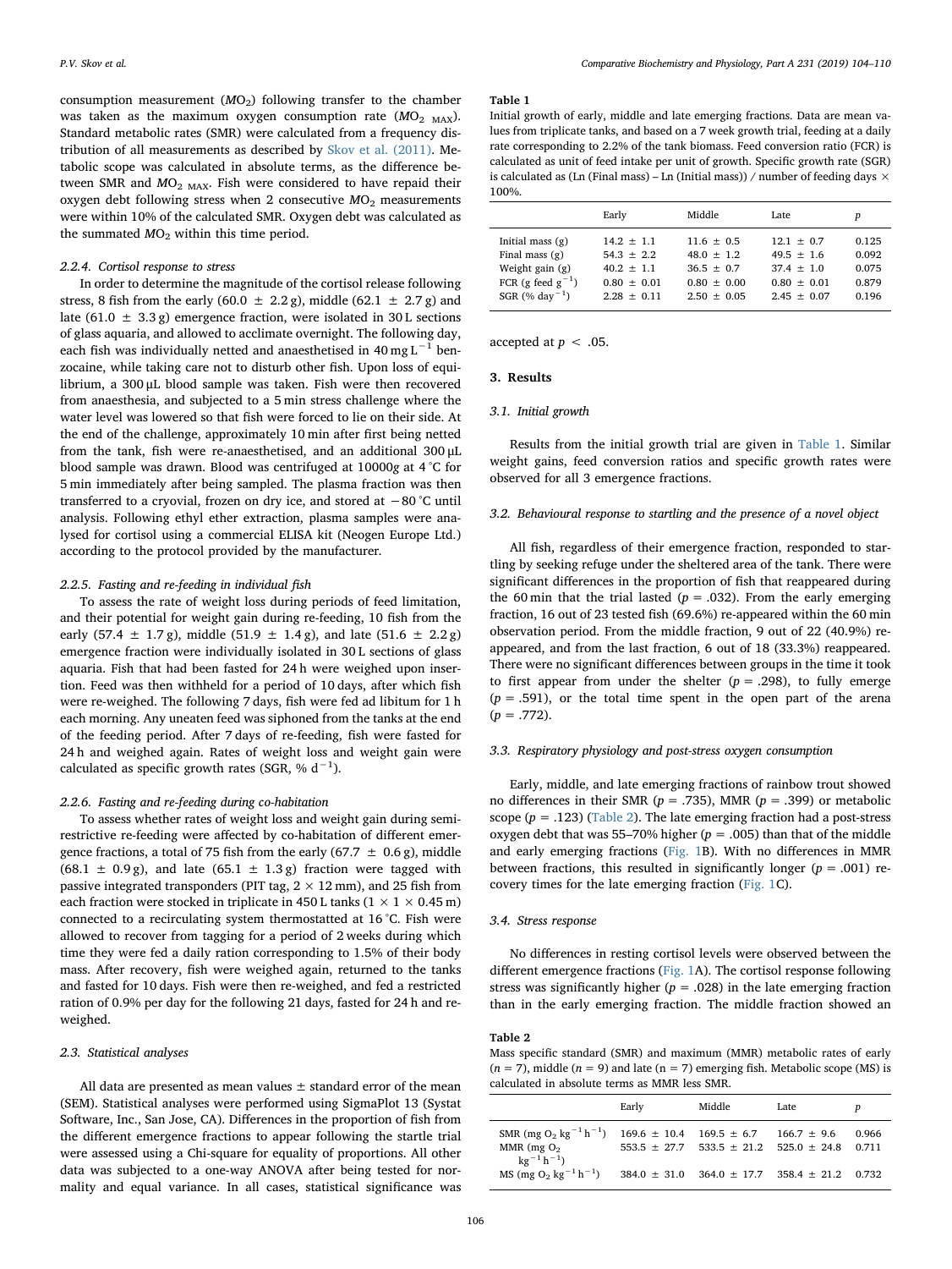consumption measurement ($MO_2$) following transfer to the chamber was taken as the maximum oxygen consumption rate ($MO_{2\ MAX}$). Standard metabolic rates (SMR) were calculated from a frequency distribution of all measurements as described by Skov et al. (2011). Metabolic scope was calculated in absolute terms, as the difference between SMR and $MO_{2\ MAX}$. Fish were considered to have repaid their oxygen debt following stress when 2 consecutive $MO_2$ measurements were within 10% of the calculated SMR. Oxygen debt was calculated as the summated $MO_2$ within this time period.

#### 2.2.4. Cortisol response to stress

In order to determine the magnitude of the cortisol release following stress, 8 fish from the early (60.0 ± 2.2 g), middle (62.1 ± 2.7 g) and late (61.0 ± 3.3 g) emergence fraction, were isolated in 30 L sections of glass aquaria, and allowed to acclimate overnight. The following day, each fish was individually netted and anaesthetised in 40 mg $L^{-1}$ benzocaine, while taking care not to disturb other fish. Upon loss of equilibrium, a 300 μL blood sample was taken. Fish were then recovered from anaesthesia, and subjected to a 5 min stress challenge where the water level was lowered so that fish were forced to lie on their side. At the end of the challenge, approximately 10 min after first being netted from the tank, fish were re-anaesthetised, and an additional 300 μL blood sample was drawn. Blood was centrifuged at 10000*g* at 4 °C for 5 min immediately after being sampled. The plasma fraction was then transferred to a cryovial, frozen on dry ice, and stored at −80 °C until analysis. Following ethyl ether extraction, plasma samples were analysed for cortisol using a commercial ELISA kit (Neogen Europe Ltd.) according to the protocol provided by the manufacturer.

#### 2.2.5. Fasting and re-feeding in individual fish

To assess the rate of weight loss during periods of feed limitation, and their potential for weight gain during re-feeding, 10 fish from the early (57.4 ± 1.7 g), middle (51.9 ± 1.4 g), and late (51.6 ± 2.2 g) emergence fraction were individually isolated in 30 L sections of glass aquaria. Fish that had been fasted for 24 h were weighed upon insertion. Feed was then withheld for a period of 10 days, after which fish were re-weighed. The following 7 days, fish were fed ad libitum for 1 h each morning. Any uneaten feed was siphoned from the tanks at the end of the feeding period. After 7 days of re-feeding, fish were fasted for 24 h and weighed again. Rates of weight loss and weight gain were calculated as specific growth rates (SGR, % $d^{-1}$).

#### 2.2.6. Fasting and re-feeding during co-habitation

To assess whether rates of weight loss and weight gain during semi-restrictive re-feeding were affected by co-habitation of different emergence fractions, a total of 75 fish from the early (67.7 ± 0.6 g), middle (68.1 ± 0.9 g), and late (65.1 ± 1.3 g) fraction were tagged with passive integrated transponders (PIT tag, 2 × 12 mm), and 25 fish from each fraction were stocked in triplicate in 450 L tanks (1 × 1 × 0.45 m) connected to a recirculating system thermostatted at 16 °C. Fish were allowed to recover from tagging for a period of 2 weeks during which time they were fed a daily ration corresponding to 1.5% of their body mass. After recovery, fish were weighed again, returned to the tanks and fasted for 10 days. Fish were then re-weighed, and fed a restricted ration of 0.9% per day for the following 21 days, fasted for 24 h and re-weighed.

### 2.3. Statistical analyses

All data are presented as mean values ± standard error of the mean (SEM). Statistical analyses were performed using SigmaPlot 13 (Systat Software, Inc., San Jose, CA). Differences in the proportion of fish from the different emergence fractions to appear following the startle trial were assessed using a Chi-square for equality of proportions. All other data was subjected to a one-way ANOVA after being tested for normality and equal variance. In all cases, statistical significance was accepted at $p < .05$.

**Table 1**
Initial growth of early, middle and late emerging fractions. Data are mean values from triplicate tanks, and based on a 7 week growth trial, feeding at a daily rate corresponding to 2.2% of the tank biomass. Feed conversion ratio (FCR) is calculated as unit of feed intake per unit of growth. Specific growth rate (SGR) is calculated as (Ln (Final mass) – Ln (Initial mass)) / number of feeding days × 100%.

| | Early | Middle | Late | *p* |
|---|---|---|---|---|
| Initial mass (g) | 14.2 ± 1.1 | 11.6 ± 0.5 | 12.1 ± 0.7 | 0.125 |
| Final mass (g) | 54.3 ± 2.2 | 48.0 ± 1.2 | 49.5 ± 1.6 | 0.092 |
| Weight gain (g) | 40.2 ± 1.1 | 36.5 ± 0.7 | 37.4 ± 1.0 | 0.075 |
| FCR (g feed $g^{-1}$) | 0.80 ± 0.01 | 0.80 ± 0.00 | 0.80 ± 0.01 | 0.879 |
| SGR (% $day^{-1}$) | 2.28 ± 0.11 | 2.50 ± 0.05 | 2.45 ± 0.07 | 0.196 |

## 3. Results

### 3.1. Initial growth

Results from the initial growth trial are given in Table 1. Similar weight gains, feed conversion ratios and specific growth rates were observed for all 3 emergence fractions.

### 3.2. Behavioural response to startling and the presence of a novel object

All fish, regardless of their emergence fraction, responded to startling by seeking refuge under the sheltered area of the tank. There were significant differences in the proportion of fish that reappeared during the 60 min that the trial lasted ($p = .032$). From the early emerging fraction, 16 out of 23 tested fish (69.6%) re-appeared within the 60 min observation period. From the middle fraction, 9 out of 22 (40.9%) re-appeared, and from the last fraction, 6 out of 18 (33.3%) reappeared. There were no significant differences between groups in the time it took to first appear from under the shelter ($p = .298$), to fully emerge ($p = .591$), or the total time spent in the open part of the arena ($p = .772$).

### 3.3. Respiratory physiology and post-stress oxygen consumption

Early, middle, and late emerging fractions of rainbow trout showed no differences in their SMR ($p = .735$), MMR ($p = .399$) or metabolic scope ($p = .123$) (Table 2). The late emerging fraction had a post-stress oxygen debt that was 55–70% higher ($p = .005$) than that of the middle and early emerging fractions (Fig. 1B). With no differences in MMR between fractions, this resulted in significantly longer ($p = .001$) recovery times for the late emerging fraction (Fig. 1C).

### 3.4. Stress response

No differences in resting cortisol levels were observed between the different emergence fractions (Fig. 1A). The cortisol response following stress was significantly higher ($p = .028$) in the late emerging fraction than in the early emerging fraction. The middle fraction showed an

**Table 2**
Mass specific standard (SMR) and maximum (MMR) metabolic rates of early ($n = 7$), middle ($n = 9$) and late ($n = 7$) emerging fish. Metabolic scope (MS) is calculated in absolute terms as MMR less SMR.

| | Early | Middle | Late | *p* |
|---|---|---|---|---|
| SMR (mg $O_2$ $kg^{-1}$ $h^{-1}$) | 169.6 ± 10.4 | 169.5 ± 6.7 | 166.7 ± 9.6 | 0.966 |
| MMR (mg $O_2$ $kg^{-1}$ $h^{-1}$) | 553.5 ± 27.7 | 533.5 ± 21.2 | 525.0 ± 24.8 | 0.711 |
| MS (mg $O_2$ $kg^{-1}$ $h^{-1}$) | 384.0 ± 31.0 | 364.0 ± 17.7 | 358.4 ± 21.2 | 0.732 |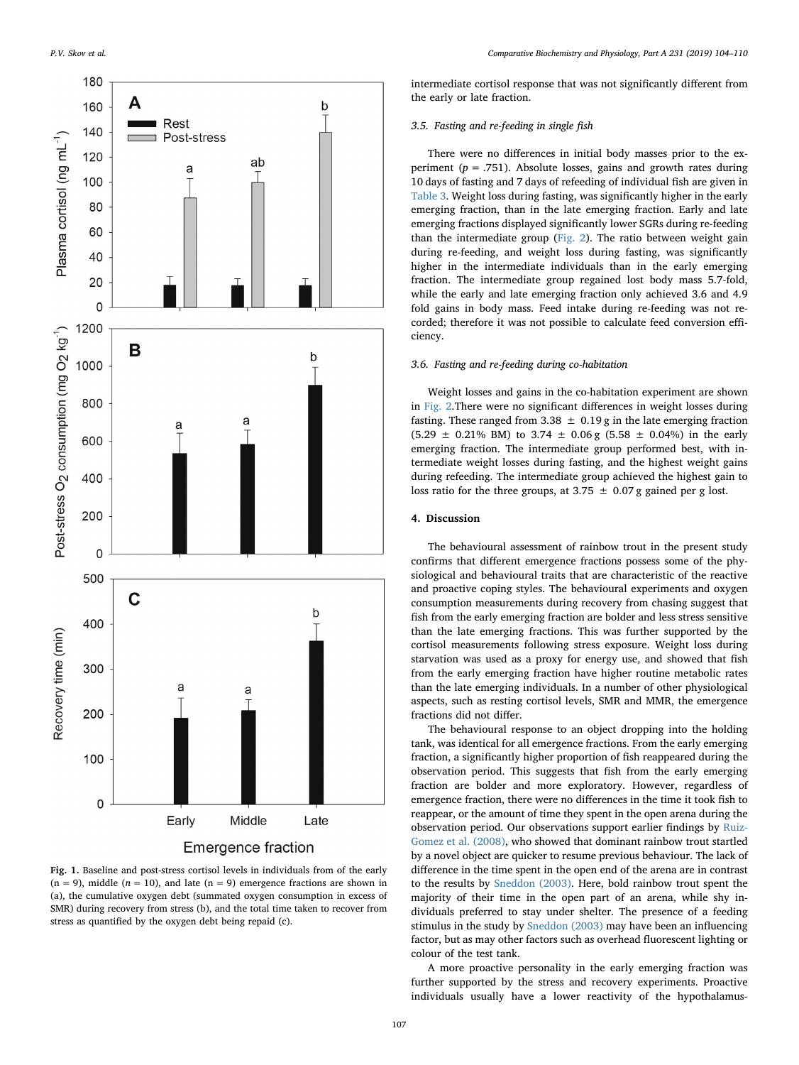A

Rest

Post-stress

Plasma cortisol (ng mL$^{-1}$)

180
160
140
120
100
80
60
40
20
0

a
ab
b

B

Post-stress $O_2$ consumption (mg $O_2$ kg$^{-1}$)

1200
1000
800
600
400
200
0

a
a
b

C

Recovery time (min)

500
400
300
200
100
0

a
a
b

Early
Middle
Late

Emergence fraction

**Fig. 1.** Baseline and post-stress cortisol levels in individuals from of the early (n = 9), middle ($n$ = 10), and late (n = 9) emergence fractions are shown in (a), the cumulative oxygen debt (summated oxygen consumption in excess of SMR) during recovery from stress (b), and the total time taken to recover from stress as quantified by the oxygen debt being repaid (c).

intermediate cortisol response that was not significantly different from the early or late fraction.

### 3.5. Fasting and re-feeding in single fish

There were no differences in initial body masses prior to the experiment ($p$ = .751). Absolute losses, gains and growth rates during 10 days of fasting and 7 days of refeeding of individual fish are given in Table 3. Weight loss during fasting, was significantly higher in the early emerging fraction, than in the late emerging fraction. Early and late emerging fractions displayed significantly lower SGRs during re-feeding than the intermediate group (Fig. 2). The ratio between weight gain during re-feeding, and weight loss during fasting, was significantly higher in the intermediate individuals than in the early emerging fraction. The intermediate group regained lost body mass 5.7-fold, while the early and late emerging fraction only achieved 3.6 and 4.9 fold gains in body mass. Feed intake during re-feeding was not recorded; therefore it was not possible to calculate feed conversion efficiency.

### 3.6. Fasting and re-feeding during co-habitation

Weight losses and gains in the co-habitation experiment are shown in Fig. 2.There were no significant differences in weight losses during fasting. These ranged from 3.38 ± 0.19 g in the late emerging fraction (5.29 ± 0.21% BM) to 3.74 ± 0.06 g (5.58 ± 0.04%) in the early emerging fraction. The intermediate group performed best, with intermediate weight losses during fasting, and the highest weight gains during refeeding. The intermediate group achieved the highest gain to loss ratio for the three groups, at 3.75 ± 0.07 g gained per g lost.

## 4. Discussion

The behavioural assessment of rainbow trout in the present study confirms that different emergence fractions possess some of the physiological and behavioural traits that are characteristic of the reactive and proactive coping styles. The behavioural experiments and oxygen consumption measurements during recovery from chasing suggest that fish from the early emerging fraction are bolder and less stress sensitive than the late emerging fractions. This was further supported by the cortisol measurements following stress exposure. Weight loss during starvation was used as a proxy for energy use, and showed that fish from the early emerging fraction have higher routine metabolic rates than the late emerging individuals. In a number of other physiological aspects, such as resting cortisol levels, SMR and MMR, the emergence fractions did not differ.

The behavioural response to an object dropping into the holding tank, was identical for all emergence fractions. From the early emerging fraction, a significantly higher proportion of fish reappeared during the observation period. This suggests that fish from the early emerging fraction are bolder and more exploratory. However, regardless of emergence fraction, there were no differences in the time it took fish to reappear, or the amount of time they spent in the open arena during the observation period. Our observations support earlier findings by Ruiz-Gomez et al. (2008), who showed that dominant rainbow trout startled by a novel object are quicker to resume previous behaviour. The lack of difference in the time spent in the open end of the arena are in contrast to the results by Sneddon (2003). Here, bold rainbow trout spent the majority of their time in the open part of an arena, while shy individuals preferred to stay under shelter. The presence of a feeding stimulus in the study by Sneddon (2003) may have been an influencing factor, but as may other factors such as overhead fluorescent lighting or colour of the test tank.

A more proactive personality in the early emerging fraction was further supported by the stress and recovery experiments. Proactive individuals usually have a lower reactivity of the hypothalamus-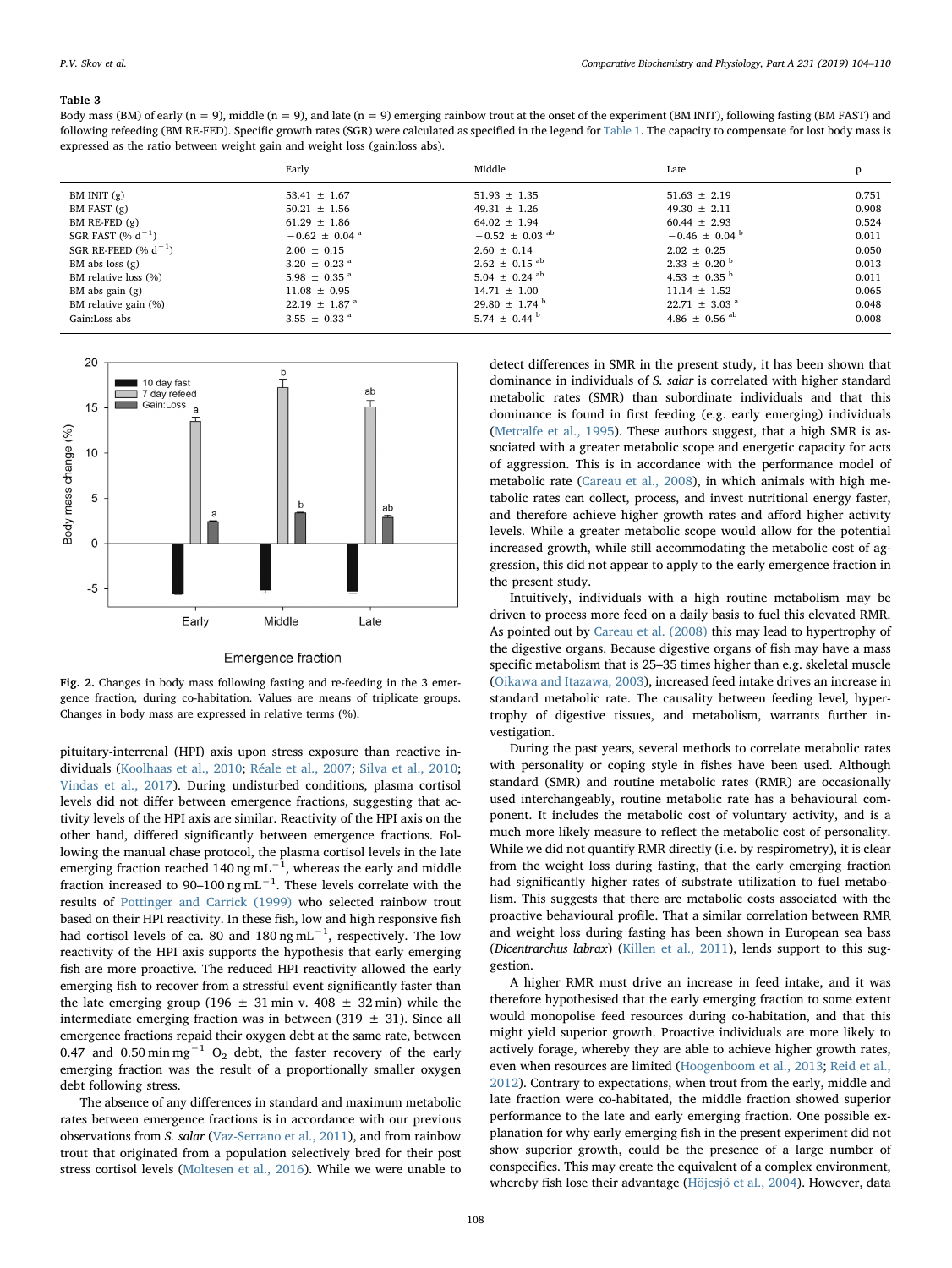**Table 3**

Body mass (BM) of early (n = 9), middle (n = 9), and late (n = 9) emerging rainbow trout at the onset of the experiment (BM INIT), following fasting (BM FAST) and following refeeding (BM RE-FED). Specific growth rates (SGR) were calculated as specified in the legend for Table 1. The capacity to compensate for lost body mass is expressed as the ratio between weight gain and weight loss (gain:loss abs).

| | Early | Middle | Late | p |
|---|---|---|---|---|
| BM INIT (g) | 53.41 ± 1.67 | 51.93 ± 1.35 | 51.63 ± 2.19 | 0.751 |
| BM FAST (g) | 50.21 ± 1.56 | 49.31 ± 1.26 | 49.30 ± 2.11 | 0.908 |
| BM RE-FED (g) | 61.29 ± 1.86 | 64.02 ± 1.94 | 60.44 ± 2.93 | 0.524 |
| SGR FAST (% $d^{-1}$) | −0.62 ± 0.04 [a] | −0.52 ± 0.03 [ab] | −0.46 ± 0.04 [b] | 0.011 |
| SGR RE-FEED (% $d^{-1}$) | 2.00 ± 0.15 | 2.60 ± 0.14 | 2.02 ± 0.25 | 0.050 |
| BM abs loss (g) | 3.20 ± 0.23 [a] | 2.62 ± 0.15 [ab] | 2.33 ± 0.20 [b] | 0.013 |
| BM relative loss (%) | 5.98 ± 0.35 [a] | 5.04 ± 0.24 [ab] | 4.53 ± 0.35 [b] | 0.011 |
| BM abs gain (g) | 11.08 ± 0.95 | 14.71 ± 1.00 | 11.14 ± 1.52 | 0.065 |
| BM relative gain (%) | 22.19 ± 1.87 [a] | 29.80 ± 1.74 [b] | 22.71 ± 3.03 [a] | 0.048 |
| Gain:Loss abs | 3.55 ± 0.33 [a] | 5.74 ± 0.44 [b] | 4.86 ± 0.56 [ab] | 0.008 |

10 day fast
7 day refeed
Gain:Loss
Body mass change (%)
Early
Middle
Late
Emergence fraction
20
15
10
5
0
-5
a
b
ab
a
b
ab

**Fig. 2.** Changes in body mass following fasting and re-feeding in the 3 emergence fraction, during co-habitation. Values are means of triplicate groups. Changes in body mass are expressed in relative terms (%).

pituitary-interrenal (HPI) axis upon stress exposure than reactive individuals (Koolhaas et al., 2010; Réale et al., 2007; Silva et al., 2010; Vindas et al., 2017). During undisturbed conditions, plasma cortisol levels did not differ between emergence fractions, suggesting that activity levels of the HPI axis are similar. Reactivity of the HPI axis on the other hand, differed significantly between emergence fractions. Following the manual chase protocol, the plasma cortisol levels in the late emerging fraction reached 140 ng $mL^{-1}$, whereas the early and middle fraction increased to 90–100 ng $mL^{-1}$. These levels correlate with the results of Pottinger and Carrick (1999) who selected rainbow trout based on their HPI reactivity. In these fish, low and high responsive fish had cortisol levels of ca. 80 and 180 ng $mL^{-1}$, respectively. The low reactivity of the HPI axis supports the hypothesis that early emerging fish are more proactive. The reduced HPI reactivity allowed the early emerging fish to recover from a stressful event significantly faster than the late emerging group (196 ± 31 min v. 408 ± 32 min) while the intermediate emerging fraction was in between (319 ± 31). Since all emergence fractions repaid their oxygen debt at the same rate, between 0.47 and 0.50 min $mg^{-1}$ $O_2$ debt, the faster recovery of the early emerging fraction was the result of a proportionally smaller oxygen debt following stress.

The absence of any differences in standard and maximum metabolic rates between emergence fractions is in accordance with our previous observations from *S. salar* (Vaz-Serrano et al., 2011), and from rainbow trout that originated from a population selectively bred for their post stress cortisol levels (Moltesen et al., 2016). While we were unable to detect differences in SMR in the present study, it has been shown that dominance in individuals of *S. salar* is correlated with higher standard metabolic rates (SMR) than subordinate individuals and that this dominance is found in first feeding (e.g. early emerging) individuals (Metcalfe et al., 1995). These authors suggest, that a high SMR is associated with a greater metabolic scope and energetic capacity for acts of aggression. This is in accordance with the performance model of metabolic rate (Careau et al., 2008), in which animals with high metabolic rates can collect, process, and invest nutritional energy faster, and therefore achieve higher growth rates and afford higher activity levels. While a greater metabolic scope would allow for the potential increased growth, while still accommodating the metabolic cost of aggression, this did not appear to apply to the early emergence fraction in the present study.

Intuitively, individuals with a high routine metabolism may be driven to process more feed on a daily basis to fuel this elevated RMR. As pointed out by Careau et al. (2008) this may lead to hypertrophy of the digestive organs. Because digestive organs of fish may have a mass specific metabolism that is 25–35 times higher than e.g. skeletal muscle (Oikawa and Itazawa, 2003), increased feed intake drives an increase in standard metabolic rate. The causality between feeding level, hypertrophy of digestive tissues, and metabolism, warrants further investigation.

During the past years, several methods to correlate metabolic rates with personality or coping style in fishes have been used. Although standard (SMR) and routine metabolic rates (RMR) are occasionally used interchangeably, routine metabolic rate has a behavioural component. It includes the metabolic cost of voluntary activity, and is a much more likely measure to reflect the metabolic cost of personality. While we did not quantify RMR directly (i.e. by respirometry), it is clear from the weight loss during fasting, that the early emerging fraction had significantly higher rates of substrate utilization to fuel metabolism. This suggests that there are metabolic costs associated with the proactive behavioural profile. That a similar correlation between RMR and weight loss during fasting has been shown in European sea bass (*Dicentrarchus labrax*) (Killen et al., 2011), lends support to this suggestion.

A higher RMR must drive an increase in feed intake, and it was therefore hypothesised that the early emerging fraction to some extent would monopolise feed resources during co-habitation, and that this might yield superior growth. Proactive individuals are more likely to actively forage, whereby they are able to achieve higher growth rates, even when resources are limited (Hoogenboom et al., 2013; Reid et al., 2012). Contrary to expectations, when trout from the early, middle and late fraction were co-habitated, the middle fraction showed superior performance to the late and early emerging fraction. One possible explanation for why early emerging fish in the present experiment did not show superior growth, could be the presence of a large number of conspecifics. This may create the equivalent of a complex environment, whereby fish lose their advantage (Höjesjö et al., 2004). However, data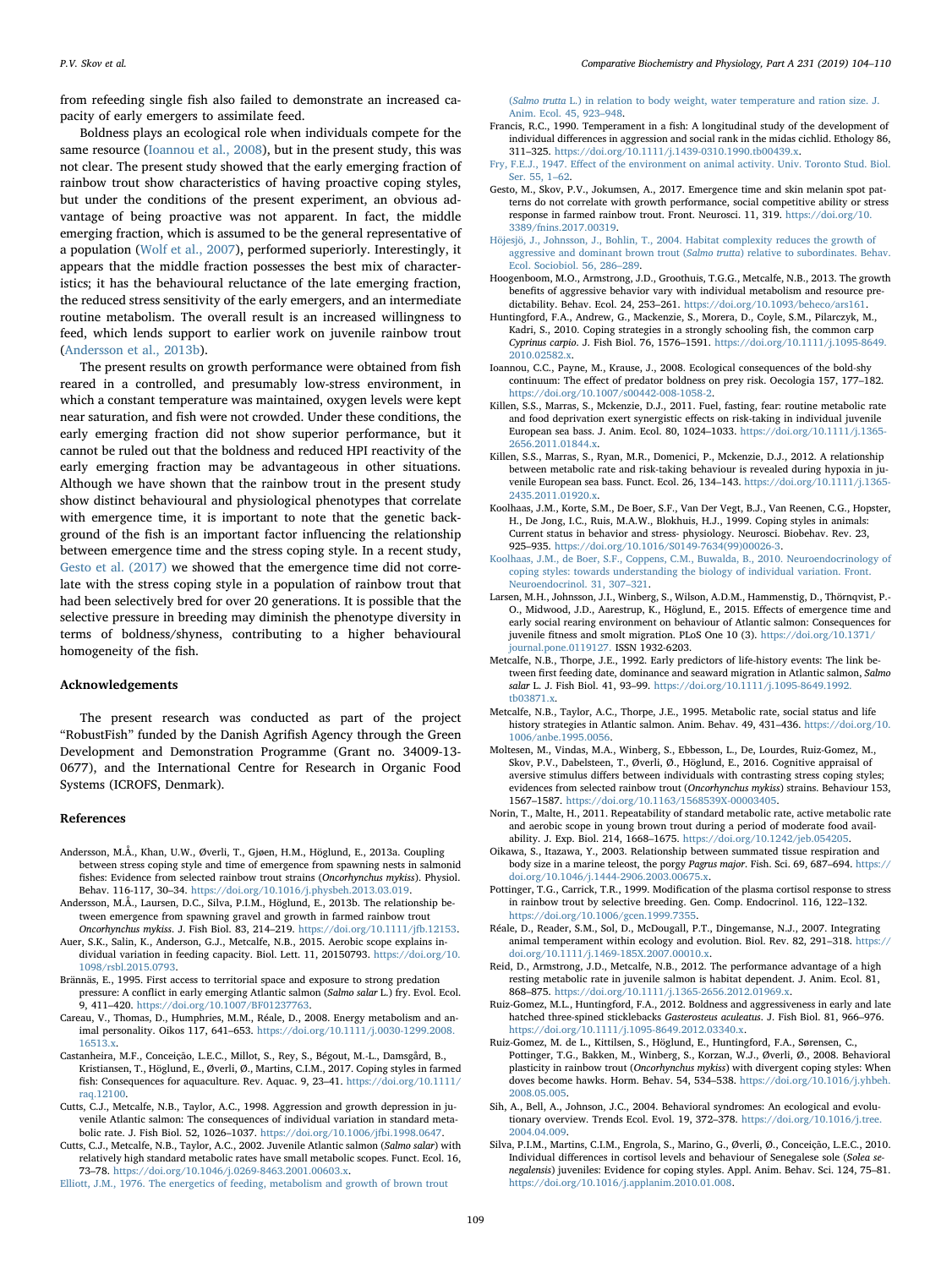from refeeding single fish also failed to demonstrate an increased capacity of early emergers to assimilate feed.

Boldness plays an ecological role when individuals compete for the same resource (Ioannou et al., 2008), but in the present study, this was not clear. The present study showed that the early emerging fraction of rainbow trout show characteristics of having proactive coping styles, but under the conditions of the present experiment, an obvious advantage of being proactive was not apparent. In fact, the middle emerging fraction, which is assumed to be the general representative of a population (Wolf et al., 2007), performed superiorly. Interestingly, it appears that the middle fraction possesses the best mix of characteristics; it has the behavioural reluctance of the late emerging fraction, the reduced stress sensitivity of the early emergers, and an intermediate routine metabolism. The overall result is an increased willingness to feed, which lends support to earlier work on juvenile rainbow trout (Andersson et al., 2013b).

The present results on growth performance were obtained from fish reared in a controlled, and presumably low-stress environment, in which a constant temperature was maintained, oxygen levels were kept near saturation, and fish were not crowded. Under these conditions, the early emerging fraction did not show superior performance, but it cannot be ruled out that the boldness and reduced HPI reactivity of the early emerging fraction may be advantageous in other situations. Although we have shown that the rainbow trout in the present study show distinct behavioural and physiological phenotypes that correlate with emergence time, it is important to note that the genetic background of the fish is an important factor influencing the relationship between emergence time and the stress coping style. In a recent study, Gesto et al. (2017) we showed that the emergence time did not correlate with the stress coping style in a population of rainbow trout that had been selectively bred for over 20 generations. It is possible that the selective pressure in breeding may diminish the phenotype diversity in terms of boldness/shyness, contributing to a higher behavioural homogeneity of the fish.

## Acknowledgements

The present research was conducted as part of the project "RobustFish" funded by the Danish Agrifish Agency through the Green Development and Demonstration Programme (Grant no. 34009-13-0677), and the International Centre for Research in Organic Food Systems (ICROFS, Denmark).

## References

Andersson, M.Å., Khan, U.W., Øverli, T., Gjøen, H.M., Höglund, E., 2013a. Coupling between stress coping style and time of emergence from spawning nests in salmonid fishes: Evidence from selected rainbow trout strains (*Oncorhynchus mykiss*). Physiol. Behav. 116-117, 30–34. https://doi.org/10.1016/j.physbeh.2013.03.019.

Andersson, M.Å., Laursen, D.C., Silva, P.I.M., Höglund, E., 2013b. The relationship between emergence from spawning gravel and growth in farmed rainbow trout *Oncorhynchus mykiss*. J. Fish Biol. 83, 214–219. https://doi.org/10.1111/jfb.12153.

Auer, S.K., Salin, K., Anderson, G.J., Metcalfe, N.B., 2015. Aerobic scope explains individual variation in feeding capacity. Biol. Lett. 11, 20150793. https://doi.org/10.1098/rsbl.2015.0793.

Brännäs, E., 1995. First access to territorial space and exposure to strong predation pressure: A conflict in early emerging Atlantic salmon (*Salmo salar* L.) fry. Evol. Ecol. 9, 411–420. https://doi.org/10.1007/BF01237763.

Careau, V., Thomas, D., Humphries, M.M., Réale, D., 2008. Energy metabolism and animal personality. Oikos 117, 641–653. https://doi.org/10.1111/j.0030-1299.2008.16513.x.

Castanheira, M.F., Conceição, L.E.C., Millot, S., Rey, S., Bégout, M.-L., Damsgård, B., Kristiansen, T., Höglund, E., Øverli, Ø., Martins, C.I.M., 2017. Coping styles in farmed fish: Consequences for aquaculture. Rev. Aquac. 9, 23–41. https://doi.org/10.1111/raq.12100.

Cutts, C.J., Metcalfe, N.B., Taylor, A.C., 1998. Aggression and growth depression in juvenile Atlantic salmon: The consequences of individual variation in standard metabolic rate. J. Fish Biol. 52, 1026–1037. https://doi.org/10.1006/jfbi.1998.0647.

Cutts, C.J., Metcalfe, N.B., Taylor, A.C., 2002. Juvenile Atlantic salmon (*Salmo salar*) with relatively high standard metabolic rates have small metabolic scopes. Funct. Ecol. 16, 73–78. https://doi.org/10.1046/j.0269-8463.2001.00603.x.

Elliott, J.M., 1976. The energetics of feeding, metabolism and growth of brown trout (*Salmo trutta* L.) in relation to body weight, water temperature and ration size. J. Anim. Ecol. 45, 923–948.

Francis, R.C., 1990. Temperament in a fish: A longitudinal study of the development of individual differences in aggression and social rank in the midas cichlid. Ethology 86, 311–325. https://doi.org/10.1111/j.1439-0310.1990.tb00439.x.

Fry, F.E.J., 1947. Effect of the environment on animal activity. Univ. Toronto Stud. Biol. Ser. 55, 1–62.

Gesto, M., Skov, P.V., Jokumsen, A., 2017. Emergence time and skin melanin spot patterns do not correlate with growth performance, social competitive ability or stress response in farmed rainbow trout. Front. Neurosci. 11, 319. https://doi.org/10.3389/fnins.2017.00319.

Höjesjö, J., Johnsson, J., Bohlin, T., 2004. Habitat complexity reduces the growth of aggressive and dominant brown trout (*Salmo trutta*) relative to subordinates. Behav. Ecol. Sociobiol. 56, 286–289.

Hoogenboom, M.O., Armstrong, J.D., Groothuis, T.G.G., Metcalfe, N.B., 2013. The growth benefits of aggressive behavior vary with individual metabolism and resource predictability. Behav. Ecol. 24, 253–261. https://doi.org/10.1093/beheco/ars161.

Huntingford, F.A., Andrew, G., Mackenzie, S., Morera, D., Coyle, S.M., Pilarczyk, M., Kadri, S., 2010. Coping strategies in a strongly schooling fish, the common carp *Cyprinus carpio*. J. Fish Biol. 76, 1576–1591. https://doi.org/10.1111/j.1095-8649.2010.02582.x.

Ioannou, C.C., Payne, M., Krause, J., 2008. Ecological consequences of the bold-shy continuum: The effect of predator boldness on prey risk. Oecologia 157, 177–182. https://doi.org/10.1007/s00442-008-1058-2.

Killen, S.S., Marras, S., Mckenzie, D.J., 2011. Fuel, fasting, fear: routine metabolic rate and food deprivation exert synergistic effects on risk-taking in individual juvenile European sea bass. J. Anim. Ecol. 80, 1024–1033. https://doi.org/10.1111/j.1365-2656.2011.01844.x.

Killen, S.S., Marras, S., Ryan, M.R., Domenici, P., Mckenzie, D.J., 2012. A relationship between metabolic rate and risk-taking behaviour is revealed during hypoxia in juvenile European sea bass. Funct. Ecol. 26, 134–143. https://doi.org/10.1111/j.1365-2435.2011.01920.x.

Koolhaas, J.M., Korte, S.M., De Boer, S.F., Van Der Vegt, B.J., Van Reenen, C.G., Hopster, H., De Jong, I.C., Ruis, M.A.W., Blokhuis, H.J., 1999. Coping styles in animals: Current status in behavior and stress- physiology. Neurosci. Biobehav. Rev. 23, 925–935. https://doi.org/10.1016/S0149-7634(99)00026-3.

Koolhaas, J.M., de Boer, S.F., Coppens, C.M., Buwalda, B., 2010. Neuroendocrinology of coping styles: towards understanding the biology of individual variation. Front. Neuroendocrinol. 31, 307–321.

Larsen, M.H., Johnsson, J.I., Winberg, S., Wilson, A.D.M., Hammenstig, D., Thörnqvist, P.-O., Midwood, J.D., Aarestrup, K., Höglund, E., 2015. Effects of emergence time and early social rearing environment on behaviour of Atlantic salmon: Consequences for juvenile fitness and smolt migration. PLoS One 10 (3). https://doi.org/10.1371/journal.pone.0119127. ISSN 1932-6203.

Metcalfe, N.B., Thorpe, J.E., 1992. Early predictors of life-history events: The link between first feeding date, dominance and seaward migration in Atlantic salmon, *Salmo salar* L. J. Fish Biol. 41, 93–99. https://doi.org/10.1111/j.1095-8649.1992.tb03871.x.

Metcalfe, N.B., Taylor, A.C., Thorpe, J.E., 1995. Metabolic rate, social status and life history strategies in Atlantic salmon. Anim. Behav. 49, 431–436. https://doi.org/10.1006/anbe.1995.0056.

Moltesen, M., Vindas, M.A., Winberg, S., Ebbesson, L., De, Lourdes, Ruiz-Gomez, M., Skov, P.V., Dabelsteen, T., Øverli, Ø., Höglund, E., 2016. Cognitive appraisal of aversive stimulus differs between individuals with contrasting stress coping styles; evidences from selected rainbow trout (*Oncorhynchus mykiss*) strains. Behaviour 153, 1567–1587. https://doi.org/10.1163/1568539X-00003405.

Norin, T., Malte, H., 2011. Repeatability of standard metabolic rate, active metabolic rate and aerobic scope in young brown trout during a period of moderate food availability. J. Exp. Biol. 214, 1668–1675. https://doi.org/10.1242/jeb.054205.

Oikawa, S., Itazawa, Y., 2003. Relationship between summated tissue respiration and body size in a marine teleost, the porgy *Pagrus major*. Fish. Sci. 69, 687–694. https://doi.org/10.1046/j.1444-2906.2003.00675.x.

Pottinger, T.G., Carrick, T.R., 1999. Modification of the plasma cortisol response to stress in rainbow trout by selective breeding. Gen. Comp. Endocrinol. 116, 122–132. https://doi.org/10.1006/gcen.1999.7355.

Réale, D., Reader, S.M., Sol, D., McDougall, P.T., Dingemanse, N.J., 2007. Integrating animal temperament within ecology and evolution. Biol. Rev. 82, 291–318. https://doi.org/10.1111/j.1469-185X.2007.00010.x.

Reid, D., Armstrong, J.D., Metcalfe, N.B., 2012. The performance advantage of a high resting metabolic rate in juvenile salmon is habitat dependent. J. Anim. Ecol. 81, 868–875. https://doi.org/10.1111/j.1365-2656.2012.01969.x.

Ruiz-Gomez, M.L., Huntingford, F.A., 2012. Boldness and aggressiveness in early and late hatched three-spined sticklebacks *Gasterosteus aculeatus*. J. Fish Biol. 81, 966–976. https://doi.org/10.1111/j.1095-8649.2012.03340.x.

Ruiz-Gomez, M. de L., Kittilsen, S., Höglund, E., Huntingford, F.A., Sørensen, C., Pottinger, T.G., Bakken, M., Winberg, S., Korzan, W.J., Øverli, Ø., 2008. Behavioral plasticity in rainbow trout (*Oncorhynchus mykiss*) with divergent coping styles: When doves become hawks. Horm. Behav. 54, 534–538. https://doi.org/10.1016/j.yhbeh.2008.05.005.

Sih, A., Bell, A., Johnson, J.C., 2004. Behavioral syndromes: An ecological and evolutionary overview. Trends Ecol. Evol. 19, 372–378. https://doi.org/10.1016/j.tree.2004.04.009.

Silva, P.I.M., Martins, C.I.M., Engrola, S., Marino, G., Øverli, Ø., Conceição, L.E.C., 2010. Individual differences in cortisol levels and behaviour of Senegalese sole (*Solea senegalensis*) juveniles: Evidence for coping styles. Appl. Anim. Behav. Sci. 124, 75–81. https://doi.org/10.1016/j.applanim.2010.01.008.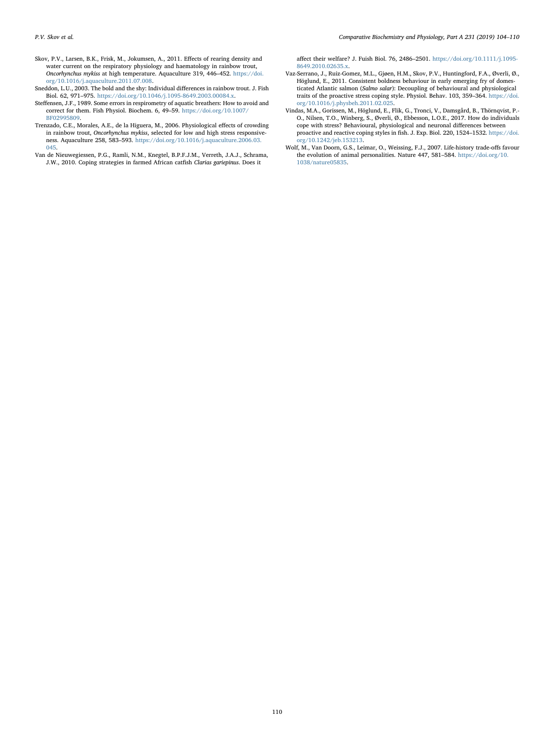Skov, P.V., Larsen, B.K., Frisk, M., Jokumsen, A., 2011. Effects of rearing density and water current on the respiratory physiology and haematology in rainbow trout, *Oncorhynchus mykiss* at high temperature. Aquaculture 319, 446–452. https://doi.org/10.1016/j.aquaculture.2011.07.008.

Sneddon, L.U., 2003. The bold and the shy: Individual differences in rainbow trout. J. Fish Biol. 62, 971–975. https://doi.org/10.1046/j.1095-8649.2003.00084.x.

Steffensen, J.F., 1989. Some errors in respirometry of aquatic breathers: How to avoid and correct for them. Fish Physiol. Biochem. 6, 49–59. https://doi.org/10.1007/BF02995809.

Trenzado, C.E., Morales, A.E., de la Higuera, M., 2006. Physiological effects of crowding in rainbow trout, *Oncorhynchus mykiss*, selected for low and high stress responsiveness. Aquaculture 258, 583–593. https://doi.org/10.1016/j.aquaculture.2006.03.045.

Van de Nieuwegiessen, P.G., Ramli, N.M., Knegtel, B.P.F.J.M., Verreth, J.A.J., Schrama, J.W., 2010. Coping strategies in farmed African catfish *Clarias gariepinus*. Does it affect their welfare? J. Fuish Biol. 76, 2486–2501. https://doi.org/10.1111/j.1095-8649.2010.02635.x.

Vaz-Serrano, J., Ruiz-Gomez, M.L., Gjøen, H.M., Skov, P.V., Huntingford, F.A., Øverli, Ø., Höglund, E., 2011. Consistent boldness behaviour in early emerging fry of domesticated Atlantic salmon (*Salmo salar*): Decoupling of behavioural and physiological traits of the proactive stress coping style. Physiol. Behav. 103, 359–364. https://doi.org/10.1016/j.physbeh.2011.02.025.

Vindas, M.A., Gorissen, M., Höglund, E., Flik, G., Tronci, V., Damsgård, B., Thörnqvist, P.-O., Nilsen, T.O., Winberg, S., Øverli, Ø., Ebbesson, L.O.E., 2017. How do individuals cope with stress? Behavioural, physiological and neuronal differences between proactive and reactive coping styles in fish. J. Exp. Biol. 220, 1524–1532. https://doi.org/10.1242/jeb.153213.

Wolf, M., Van Doorn, G.S., Leimar, O., Weissing, F.J., 2007. Life-history trade-offs favour the evolution of animal personalities. Nature 447, 581–584. https://doi.org/10.1038/nature05835.